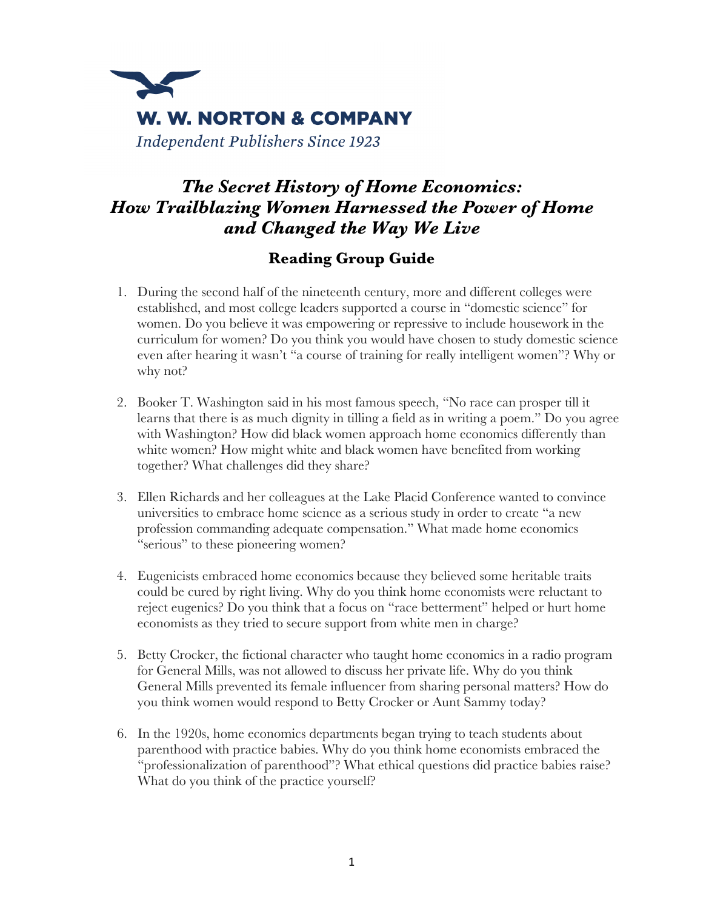W. W. NORTON & COMPANY

*Independent Publishers Since 1923*

# *The Secret History of Home Economics: How Trailblazing Women Harnessed the Power of Home and Changed the Way We Live*

## Reading Group Guide

1. During the second half of the nineteenth century, more and different colleges were established, and most college leaders supported a course in "domestic science" for women. Do you believe it was empowering or repressive to include housework in the curriculum for women? Do you think you would have chosen to study domestic science even after hearing it wasn't "a course of training for really intelligent women"? Why or why not?

2. Booker T. Washington said in his most famous speech, "No race can prosper till it learns that there is as much dignity in tilling a field as in writing a poem." Do you agree with Washington? How did black women approach home economics differently than white women? How might white and black women have benefited from working together? What challenges did they share?

3. Ellen Richards and her colleagues at the Lake Placid Conference wanted to convince universities to embrace home science as a serious study in order to create "a new profession commanding adequate compensation." What made home economics "serious" to these pioneering women?

4. Eugenicists embraced home economics because they believed some heritable traits could be cured by right living. Why do you think home economists were reluctant to reject eugenics? Do you think that a focus on "race betterment" helped or hurt home economists as they tried to secure support from white men in charge?

5. Betty Crocker, the fictional character who taught home economics in a radio program for General Mills, was not allowed to discuss her private life. Why do you think General Mills prevented its female influencer from sharing personal matters? How do you think women would respond to Betty Crocker or Aunt Sammy today?

6. In the 1920s, home economics departments began trying to teach students about parenthood with practice babies. Why do you think home economists embraced the "professionalization of parenthood"? What ethical questions did practice babies raise? What do you think of the practice yourself?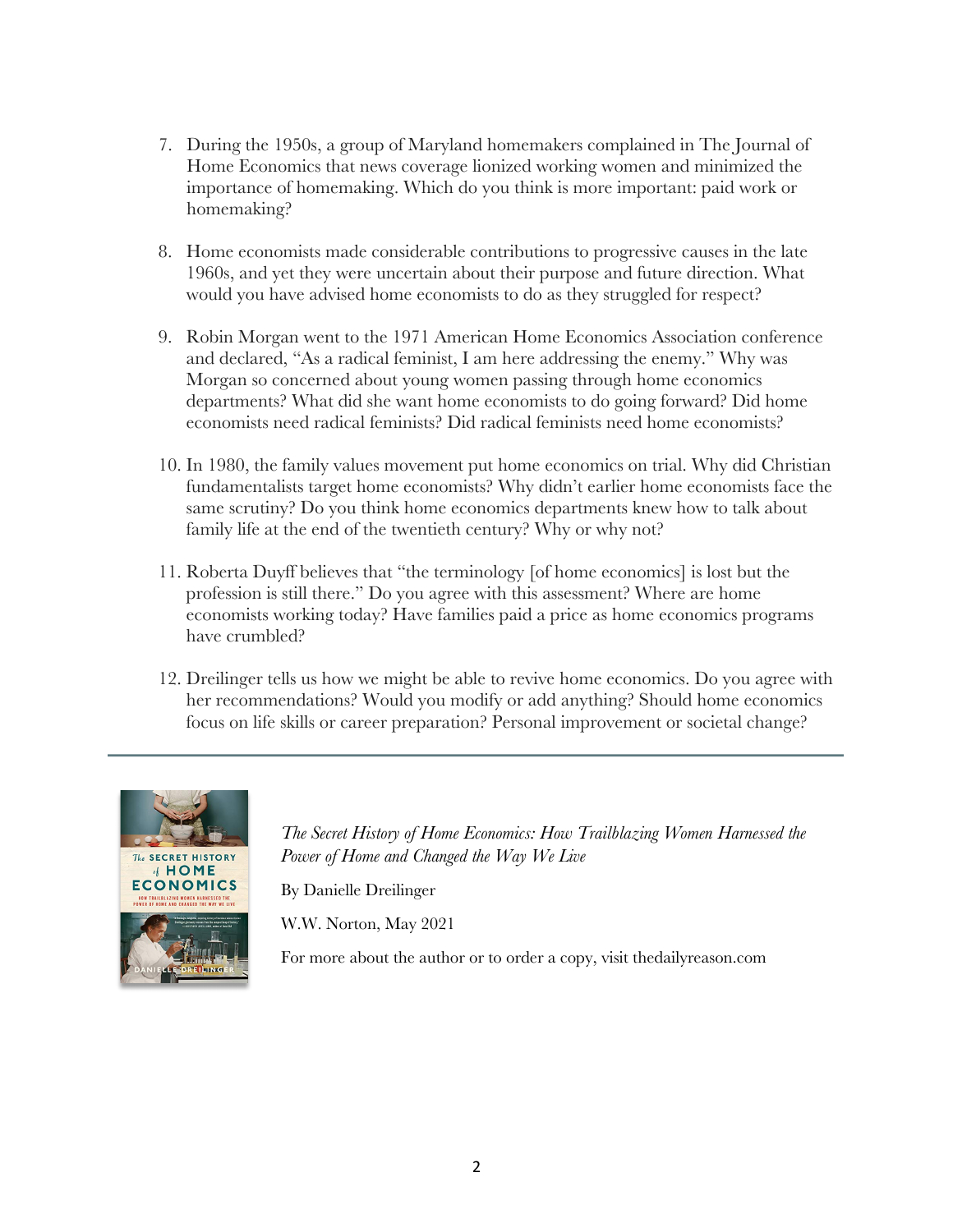7. During the 1950s, a group of Maryland homemakers complained in The Journal of Home Economics that news coverage lionized working women and minimized the importance of homemaking. Which do you think is more important: paid work or homemaking?

8. Home economists made considerable contributions to progressive causes in the late 1960s, and yet they were uncertain about their purpose and future direction. What would you have advised home economists to do as they struggled for respect?

9. Robin Morgan went to the 1971 American Home Economics Association conference and declared, "As a radical feminist, I am here addressing the enemy." Why was Morgan so concerned about young women passing through home economics departments? What did she want home economists to do going forward? Did home economists need radical feminists? Did radical feminists need home economists?

10. In 1980, the family values movement put home economics on trial. Why did Christian fundamentalists target home economists? Why didn't earlier home economists face the same scrutiny? Do you think home economics departments knew how to talk about family life at the end of the twentieth century? Why or why not?

11. Roberta Duyff believes that "the terminology [of home economics] is lost but the profession is still there." Do you agree with this assessment? Where are home economists working today? Have families paid a price as home economics programs have crumbled?

12. Dreilinger tells us how we might be able to revive home economics. Do you agree with her recommendations? Would you modify or add anything? Should home economics focus on life skills or career preparation? Personal improvement or societal change?

---

*The Secret History of Home Economics: How Trailblazing Women Harnessed the Power of Home and Changed the Way We Live*

By Danielle Dreilinger

W.W. Norton, May 2021

For more about the author or to order a copy, visit thedailyreason.com